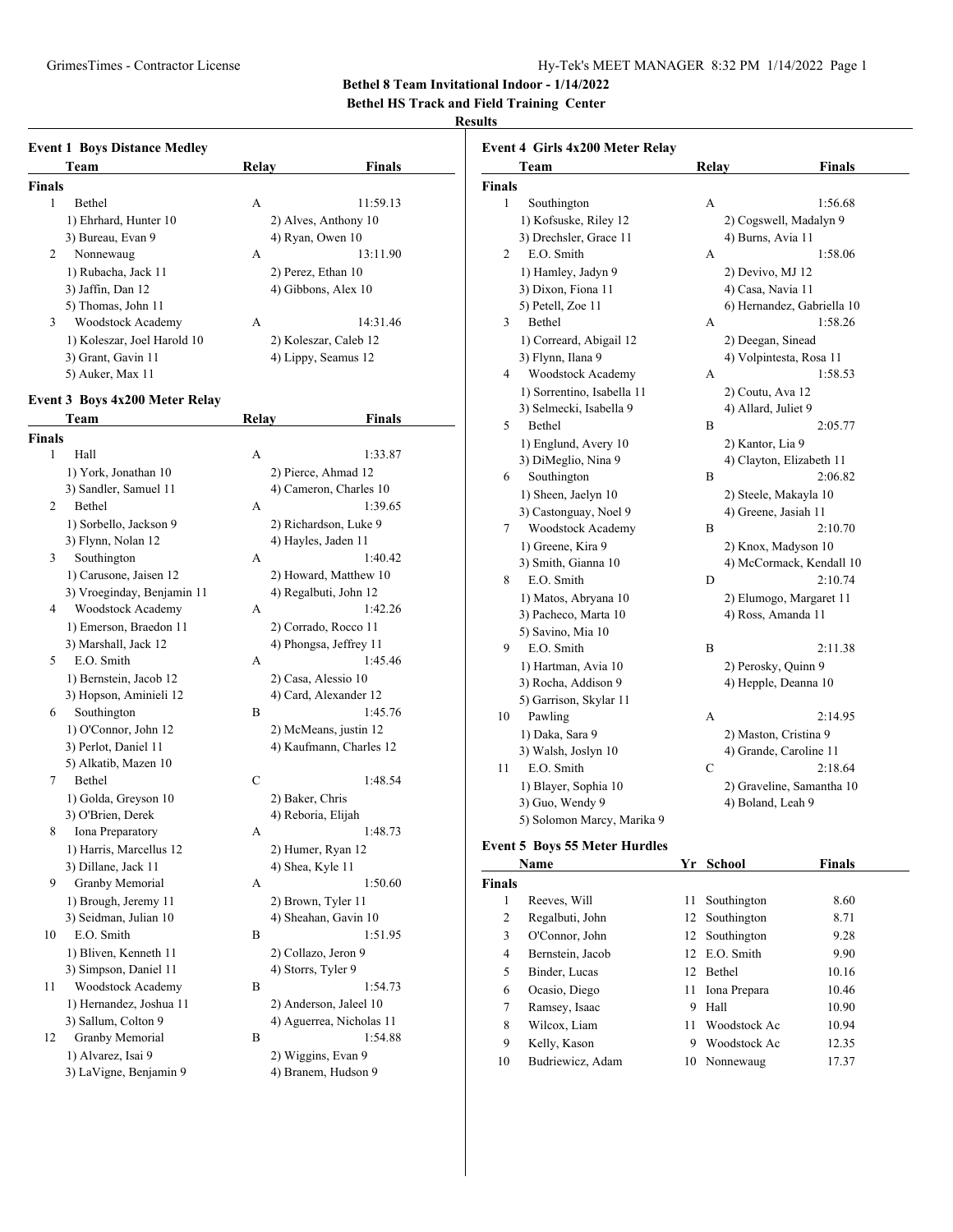**Bethel 8 Team Invitational Indoor - 1/14/2022**

**Bethel HS Track and Field Training Center**

**Results**

### Event 1 Boys Distance Medley

| | Team | Relay | Finals |
|---|---|---|---|
| **Finals** | | | |
| 1 | Bethel | A | 11:59.13 |
| | 1) Ehrhard, Hunter 10 | 2) Alves, Anthony 10 | |
| | 3) Bureau, Evan 9 | 4) Ryan, Owen 10 | |
| 2 | Nonnewaug | A | 13:11.90 |
| | 1) Rubacha, Jack 11 | 2) Perez, Ethan 10 | |
| | 3) Jaffin, Dan 12 | 4) Gibbons, Alex 10 | |
| | 5) Thomas, John 11 | | |
| 3 | Woodstock Academy | A | 14:31.46 |
| | 1) Koleszar, Joel Harold 10 | 2) Koleszar, Caleb 12 | |
| | 3) Grant, Gavin 11 | 4) Lippy, Seamus 12 | |
| | 5) Auker, Max 11 | | |

### Event 3 Boys 4x200 Meter Relay

| | Team | Relay | Finals |
|---|---|---|---|
| **Finals** | | | |
| 1 | Hall | A | 1:33.87 |
| | 1) York, Jonathan 10 | 2) Pierce, Ahmad 12 | |
| | 3) Sandler, Samuel 11 | 4) Cameron, Charles 10 | |
| 2 | Bethel | A | 1:39.65 |
| | 1) Sorbello, Jackson 9 | 2) Richardson, Luke 9 | |
| | 3) Flynn, Nolan 12 | 4) Hayles, Jaden 11 | |
| 3 | Southington | A | 1:40.42 |
| | 1) Carusone, Jaisen 12 | 2) Howard, Matthew 10 | |
| | 3) Vroeginday, Benjamin 11 | 4) Regalbuti, John 12 | |
| 4 | Woodstock Academy | A | 1:42.26 |
| | 1) Emerson, Braedon 11 | 2) Corrado, Rocco 11 | |
| | 3) Marshall, Jack 12 | 4) Phongsa, Jeffrey 11 | |
| 5 | E.O. Smith | A | 1:45.46 |
| | 1) Bernstein, Jacob 12 | 2) Casa, Alessio 10 | |
| | 3) Hopson, Aminieli 12 | 4) Card, Alexander 12 | |
| 6 | Southington | B | 1:45.76 |
| | 1) O'Connor, John 12 | 2) McMeans, justin 12 | |
| | 3) Perlot, Daniel 11 | 4) Kaufmann, Charles 12 | |
| | 5) Alkatib, Mazen 10 | | |
| 7 | Bethel | C | 1:48.54 |
| | 1) Golda, Greyson 10 | 2) Baker, Chris | |
| | 3) O'Brien, Derek | 4) Reboria, Elijah | |
| 8 | Iona Preparatory | A | 1:48.73 |
| | 1) Harris, Marcellus 12 | 2) Humer, Ryan 12 | |
| | 3) Dillane, Jack 11 | 4) Shea, Kyle 11 | |
| 9 | Granby Memorial | A | 1:50.60 |
| | 1) Brough, Jeremy 11 | 2) Brown, Tyler 11 | |
| | 3) Seidman, Julian 10 | 4) Sheahan, Gavin 10 | |
| 10 | E.O. Smith | B | 1:51.95 |
| | 1) Bliven, Kenneth 11 | 2) Collazo, Jeron 9 | |
| | 3) Simpson, Daniel 11 | 4) Storrs, Tyler 9 | |
| 11 | Woodstock Academy | B | 1:54.73 |
| | 1) Hernandez, Joshua 11 | 2) Anderson, Jaleel 10 | |
| | 3) Sallum, Colton 9 | 4) Aguerrea, Nicholas 11 | |
| 12 | Granby Memorial | B | 1:54.88 |
| | 1) Alvarez, Isai 9 | 2) Wiggins, Evan 9 | |
| | 3) LaVigne, Benjamin 9 | 4) Branem, Hudson 9 | |

### Event 4 Girls 4x200 Meter Relay

| | Team | Relay | Finals |
|---|---|---|---|
| **Finals** | | | |
| 1 | Southington | A | 1:56.68 |
| | 1) Kofsuske, Riley 12 | 2) Cogswell, Madalyn 9 | |
| | 3) Drechsler, Grace 11 | 4) Burns, Avia 11 | |
| 2 | E.O. Smith | A | 1:58.06 |
| | 1) Hamley, Jadyn 9 | 2) Devivo, MJ 12 | |
| | 3) Dixon, Fiona 11 | 4) Casa, Navia 11 | |
| | 5) Petell, Zoe 11 | 6) Hernandez, Gabriella 10 | |
| 3 | Bethel | A | 1:58.26 |
| | 1) Correard, Abigail 12 | 2) Deegan, Sinead | |
| | 3) Flynn, Ilana 9 | 4) Volpintesta, Rosa 11 | |
| 4 | Woodstock Academy | A | 1:58.53 |
| | 1) Sorrentino, Isabella 11 | 2) Coutu, Ava 12 | |
| | 3) Selmecki, Isabella 9 | 4) Allard, Juliet 9 | |
| 5 | Bethel | B | 2:05.77 |
| | 1) Englund, Avery 10 | 2) Kantor, Lia 9 | |
| | 3) DiMeglio, Nina 9 | 4) Clayton, Elizabeth 11 | |
| 6 | Southington | B | 2:06.82 |
| | 1) Sheen, Jaelyn 10 | 2) Steele, Makayla 10 | |
| | 3) Castonguay, Noel 9 | 4) Greene, Jasiah 11 | |
| 7 | Woodstock Academy | B | 2:10.70 |
| | 1) Greene, Kira 9 | 2) Knox, Madyson 10 | |
| | 3) Smith, Gianna 10 | 4) McCormack, Kendall 10 | |
| 8 | E.O. Smith | D | 2:10.74 |
| | 1) Matos, Abryana 10 | 2) Elumogo, Margaret 11 | |
| | 3) Pacheco, Marta 10 | 4) Ross, Amanda 11 | |
| | 5) Savino, Mia 10 | | |
| 9 | E.O. Smith | B | 2:11.38 |
| | 1) Hartman, Avia 10 | 2) Perosky, Quinn 9 | |
| | 3) Rocha, Addison 9 | 4) Hepple, Deanna 10 | |
| | 5) Garrison, Skylar 11 | | |
| 10 | Pawling | A | 2:14.95 |
| | 1) Daka, Sara 9 | 2) Maston, Cristina 9 | |
| | 3) Walsh, Joslyn 10 | 4) Grande, Caroline 11 | |
| 11 | E.O. Smith | C | 2:18.64 |
| | 1) Blayer, Sophia 10 | 2) Graveline, Samantha 10 | |
| | 3) Guo, Wendy 9 | 4) Boland, Leah 9 | |
| | 5) Solomon Marcy, Marika 9 | | |

### Event 5 Boys 55 Meter Hurdles

| | Name | Yr | School | Finals |
|---|---|---|---|---|
| **Finals** | | | | |
| 1 | Reeves, Will | 11 | Southington | 8.60 |
| 2 | Regalbuti, John | 12 | Southington | 8.71 |
| 3 | O'Connor, John | 12 | Southington | 9.28 |
| 4 | Bernstein, Jacob | 12 | E.O. Smith | 9.90 |
| 5 | Binder, Lucas | 12 | Bethel | 10.16 |
| 6 | Ocasio, Diego | 11 | Iona Prepara | 10.46 |
| 7 | Ramsey, Isaac | 9 | Hall | 10.90 |
| 8 | Wilcox, Liam | 11 | Woodstock Ac | 10.94 |
| 9 | Kelly, Kason | 9 | Woodstock Ac | 12.35 |
| 10 | Budriewicz, Adam | 10 | Nonnewaug | 17.37 |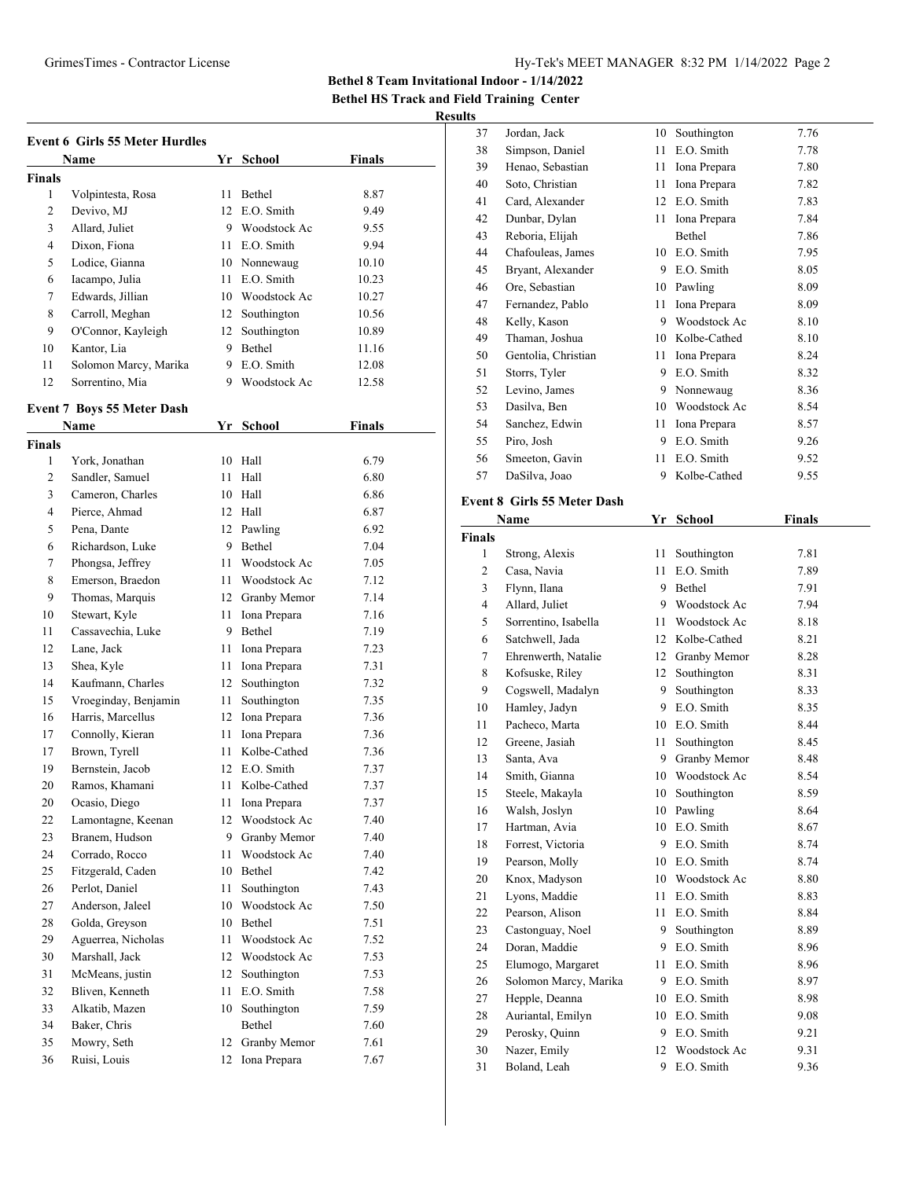**Bethel 8 Team Invitational Indoor - 1/14/2022**

**Bethel HS Track and Field Training Center**

**Results**

### Event 6 Girls 55 Meter Hurdles

| | Name | Yr | School | Finals |
|---|---|---|---|---|
| **Finals** | | | | |
| 1 | Volpintesta, Rosa | 11 | Bethel | 8.87 |
| 2 | Devivo, MJ | 12 | E.O. Smith | 9.49 |
| 3 | Allard, Juliet | 9 | Woodstock Ac | 9.55 |
| 4 | Dixon, Fiona | 11 | E.O. Smith | 9.94 |
| 5 | Lodice, Gianna | 10 | Nonnewaug | 10.10 |
| 6 | Iacampo, Julia | 11 | E.O. Smith | 10.23 |
| 7 | Edwards, Jillian | 10 | Woodstock Ac | 10.27 |
| 8 | Carroll, Meghan | 12 | Southington | 10.56 |
| 9 | O'Connor, Kayleigh | 12 | Southington | 10.89 |
| 10 | Kantor, Lia | 9 | Bethel | 11.16 |
| 11 | Solomon Marcy, Marika | 9 | E.O. Smith | 12.08 |
| 12 | Sorrentino, Mia | 9 | Woodstock Ac | 12.58 |

### Event 7 Boys 55 Meter Dash

| | Name | Yr | School | Finals |
|---|---|---|---|---|
| **Finals** | | | | |
| 1 | York, Jonathan | 10 | Hall | 6.79 |
| 2 | Sandler, Samuel | 11 | Hall | 6.80 |
| 3 | Cameron, Charles | 10 | Hall | 6.86 |
| 4 | Pierce, Ahmad | 12 | Hall | 6.87 |
| 5 | Pena, Dante | 12 | Pawling | 6.92 |
| 6 | Richardson, Luke | 9 | Bethel | 7.04 |
| 7 | Phongsa, Jeffrey | 11 | Woodstock Ac | 7.05 |
| 8 | Emerson, Braedon | 11 | Woodstock Ac | 7.12 |
| 9 | Thomas, Marquis | 12 | Granby Memor | 7.14 |
| 10 | Stewart, Kyle | 11 | Iona Prepara | 7.16 |
| 11 | Cassavechia, Luke | 9 | Bethel | 7.19 |
| 12 | Lane, Jack | 11 | Iona Prepara | 7.23 |
| 13 | Shea, Kyle | 11 | Iona Prepara | 7.31 |
| 14 | Kaufmann, Charles | 12 | Southington | 7.32 |
| 15 | Vroeginday, Benjamin | 11 | Southington | 7.35 |
| 16 | Harris, Marcellus | 12 | Iona Prepara | 7.36 |
| 17 | Connolly, Kieran | 11 | Iona Prepara | 7.36 |
| 17 | Brown, Tyrell | 11 | Kolbe-Cathed | 7.36 |
| 19 | Bernstein, Jacob | 12 | E.O. Smith | 7.37 |
| 20 | Ramos, Khamani | 11 | Kolbe-Cathed | 7.37 |
| 20 | Ocasio, Diego | 11 | Iona Prepara | 7.37 |
| 22 | Lamontagne, Keenan | 12 | Woodstock Ac | 7.40 |
| 23 | Branem, Hudson | 9 | Granby Memor | 7.40 |
| 24 | Corrado, Rocco | 11 | Woodstock Ac | 7.40 |
| 25 | Fitzgerald, Caden | 10 | Bethel | 7.42 |
| 26 | Perlot, Daniel | 11 | Southington | 7.43 |
| 27 | Anderson, Jaleel | 10 | Woodstock Ac | 7.50 |
| 28 | Golda, Greyson | 10 | Bethel | 7.51 |
| 29 | Aguerrea, Nicholas | 11 | Woodstock Ac | 7.52 |
| 30 | Marshall, Jack | 12 | Woodstock Ac | 7.53 |
| 31 | McMeans, justin | 12 | Southington | 7.53 |
| 32 | Bliven, Kenneth | 11 | E.O. Smith | 7.58 |
| 33 | Alkatib, Mazen | 10 | Southington | 7.59 |
| 34 | Baker, Chris | | Bethel | 7.60 |
| 35 | Mowry, Seth | 12 | Granby Memor | 7.61 |
| 36 | Ruisi, Louis | 12 | Iona Prepara | 7.67 |
| 37 | Jordan, Jack | 10 | Southington | 7.76 |
| 38 | Simpson, Daniel | 11 | E.O. Smith | 7.78 |
| 39 | Henao, Sebastian | 11 | Iona Prepara | 7.80 |
| 40 | Soto, Christian | 11 | Iona Prepara | 7.82 |
| 41 | Card, Alexander | 12 | E.O. Smith | 7.83 |
| 42 | Dunbar, Dylan | 11 | Iona Prepara | 7.84 |
| 43 | Reboria, Elijah | | Bethel | 7.86 |
| 44 | Chafouleas, James | 10 | E.O. Smith | 7.95 |
| 45 | Bryant, Alexander | 9 | E.O. Smith | 8.05 |
| 46 | Ore, Sebastian | 10 | Pawling | 8.09 |
| 47 | Fernandez, Pablo | 11 | Iona Prepara | 8.09 |
| 48 | Kelly, Kason | 9 | Woodstock Ac | 8.10 |
| 49 | Thaman, Joshua | 10 | Kolbe-Cathed | 8.10 |
| 50 | Gentolia, Christian | 11 | Iona Prepara | 8.24 |
| 51 | Storrs, Tyler | 9 | E.O. Smith | 8.32 |
| 52 | Levino, James | 9 | Nonnewaug | 8.36 |
| 53 | Dasilva, Ben | 10 | Woodstock Ac | 8.54 |
| 54 | Sanchez, Edwin | 11 | Iona Prepara | 8.57 |
| 55 | Piro, Josh | 9 | E.O. Smith | 9.26 |
| 56 | Smeeton, Gavin | 11 | E.O. Smith | 9.52 |
| 57 | DaSilva, Joao | 9 | Kolbe-Cathed | 9.55 |

### Event 8 Girls 55 Meter Dash

| | Name | Yr | School | Finals |
|---|---|---|---|---|
| **Finals** | | | | |
| 1 | Strong, Alexis | 11 | Southington | 7.81 |
| 2 | Casa, Navia | 11 | E.O. Smith | 7.89 |
| 3 | Flynn, Ilana | 9 | Bethel | 7.91 |
| 4 | Allard, Juliet | 9 | Woodstock Ac | 7.94 |
| 5 | Sorrentino, Isabella | 11 | Woodstock Ac | 8.18 |
| 6 | Satchwell, Jada | 12 | Kolbe-Cathed | 8.21 |
| 7 | Ehrenwerth, Natalie | 12 | Granby Memor | 8.28 |
| 8 | Kofsuske, Riley | 12 | Southington | 8.31 |
| 9 | Cogswell, Madalyn | 9 | Southington | 8.33 |
| 10 | Hamley, Jadyn | 9 | E.O. Smith | 8.35 |
| 11 | Pacheco, Marta | 10 | E.O. Smith | 8.44 |
| 12 | Greene, Jasiah | 11 | Southington | 8.45 |
| 13 | Santa, Ava | 9 | Granby Memor | 8.48 |
| 14 | Smith, Gianna | 10 | Woodstock Ac | 8.54 |
| 15 | Steele, Makayla | 10 | Southington | 8.59 |
| 16 | Walsh, Joslyn | 10 | Pawling | 8.64 |
| 17 | Hartman, Avia | 10 | E.O. Smith | 8.67 |
| 18 | Forrest, Victoria | 9 | E.O. Smith | 8.74 |
| 19 | Pearson, Molly | 10 | E.O. Smith | 8.74 |
| 20 | Knox, Madyson | 10 | Woodstock Ac | 8.80 |
| 21 | Lyons, Maddie | 11 | E.O. Smith | 8.83 |
| 22 | Pearson, Alison | 11 | E.O. Smith | 8.84 |
| 23 | Castonguay, Noel | 9 | Southington | 8.89 |
| 24 | Doran, Maddie | 9 | E.O. Smith | 8.96 |
| 25 | Elumogo, Margaret | 11 | E.O. Smith | 8.96 |
| 26 | Solomon Marcy, Marika | 9 | E.O. Smith | 8.97 |
| 27 | Hepple, Deanna | 10 | E.O. Smith | 8.98 |
| 28 | Auriantal, Emilyn | 10 | E.O. Smith | 9.08 |
| 29 | Perosky, Quinn | 9 | E.O. Smith | 9.21 |
| 30 | Nazer, Emily | 12 | Woodstock Ac | 9.31 |
| 31 | Boland, Leah | 9 | E.O. Smith | 9.36 |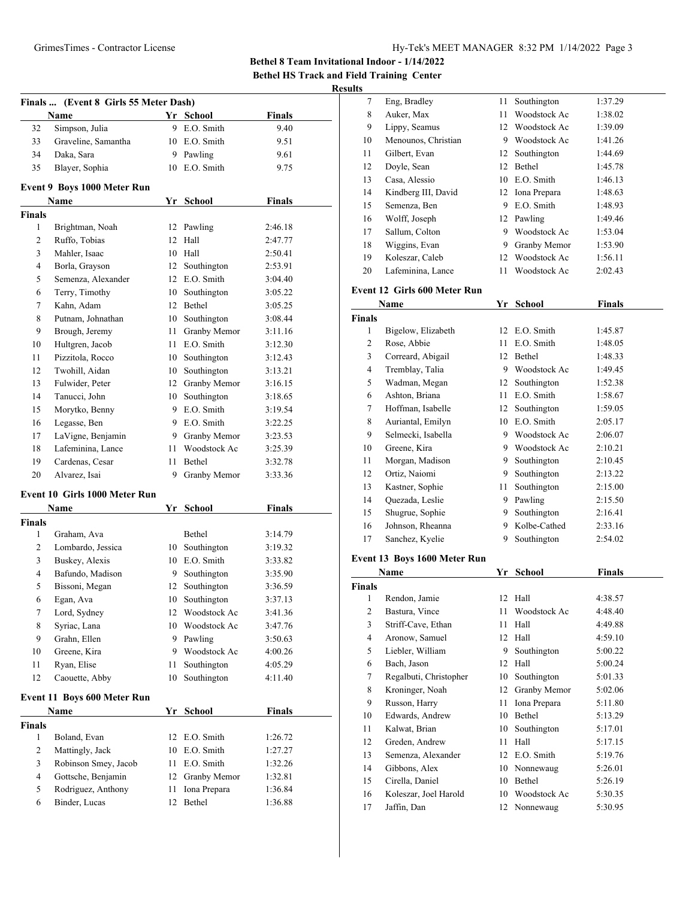**Bethel 8 Team Invitational Indoor - 1/14/2022**
**Bethel HS Track and Field Training Center**
**Results**

### Finals ... (Event 8 Girls 55 Meter Dash)

| | Name | Yr | School | Finals |
|---|---|---|---|---|
| 32 | Simpson, Julia | 9 | E.O. Smith | 9.40 |
| 33 | Graveline, Samantha | 10 | E.O. Smith | 9.51 |
| 34 | Daka, Sara | 9 | Pawling | 9.61 |
| 35 | Blayer, Sophia | 10 | E.O. Smith | 9.75 |

### Event 9 Boys 1000 Meter Run

| | Name | Yr | School | Finals |
|---|---|---|---|---|
| **Finals** | | | | |
| 1 | Brightman, Noah | 12 | Pawling | 2:46.18 |
| 2 | Ruffo, Tobias | 12 | Hall | 2:47.77 |
| 3 | Mahler, Isaac | 10 | Hall | 2:50.41 |
| 4 | Borla, Grayson | 12 | Southington | 2:53.91 |
| 5 | Semenza, Alexander | 12 | E.O. Smith | 3:04.40 |
| 6 | Terry, Timothy | 10 | Southington | 3:05.22 |
| 7 | Kahn, Adam | 12 | Bethel | 3:05.25 |
| 8 | Putnam, Johnathan | 10 | Southington | 3:08.44 |
| 9 | Brough, Jeremy | 11 | Granby Memor | 3:11.16 |
| 10 | Hultgren, Jacob | 11 | E.O. Smith | 3:12.30 |
| 11 | Pizzitola, Rocco | 10 | Southington | 3:12.43 |
| 12 | Twohill, Aidan | 10 | Southington | 3:13.21 |
| 13 | Fulwider, Peter | 12 | Granby Memor | 3:16.15 |
| 14 | Tanucci, John | 10 | Southington | 3:18.65 |
| 15 | Morytko, Benny | 9 | E.O. Smith | 3:19.54 |
| 16 | Legasse, Ben | 9 | E.O. Smith | 3:22.25 |
| 17 | LaVigne, Benjamin | 9 | Granby Memor | 3:23.53 |
| 18 | Lafeminina, Lance | 11 | Woodstock Ac | 3:25.39 |
| 19 | Cardenas, Cesar | 11 | Bethel | 3:32.78 |
| 20 | Alvarez, Isai | 9 | Granby Memor | 3:33.36 |

### Event 10 Girls 1000 Meter Run

| | Name | Yr | School | Finals |
|---|---|---|---|---|
| **Finals** | | | | |
| 1 | Graham, Ava | | Bethel | 3:14.79 |
| 2 | Lombardo, Jessica | 10 | Southington | 3:19.32 |
| 3 | Buskey, Alexis | 10 | E.O. Smith | 3:33.82 |
| 4 | Bafundo, Madison | 9 | Southington | 3:35.90 |
| 5 | Bissoni, Megan | 12 | Southington | 3:36.59 |
| 6 | Egan, Ava | 10 | Southington | 3:37.13 |
| 7 | Lord, Sydney | 12 | Woodstock Ac | 3:41.36 |
| 8 | Syriac, Lana | 10 | Woodstock Ac | 3:47.76 |
| 9 | Grahn, Ellen | 9 | Pawling | 3:50.63 |
| 10 | Greene, Kira | 9 | Woodstock Ac | 4:00.26 |
| 11 | Ryan, Elise | 11 | Southington | 4:05.29 |
| 12 | Caouette, Abby | 10 | Southington | 4:11.40 |

### Event 11 Boys 600 Meter Run

| | Name | Yr | School | Finals |
|---|---|---|---|---|
| **Finals** | | | | |
| 1 | Boland, Evan | 12 | E.O. Smith | 1:26.72 |
| 2 | Mattingly, Jack | 10 | E.O. Smith | 1:27.27 |
| 3 | Robinson Smey, Jacob | 11 | E.O. Smith | 1:32.26 |
| 4 | Gottsche, Benjamin | 12 | Granby Memor | 1:32.81 |
| 5 | Rodriguez, Anthony | 11 | Iona Prepara | 1:36.84 |
| 6 | Binder, Lucas | 12 | Bethel | 1:36.88 |
| 7 | Eng, Bradley | 11 | Southington | 1:37.29 |
| 8 | Auker, Max | 11 | Woodstock Ac | 1:38.02 |
| 9 | Lippy, Seamus | 12 | Woodstock Ac | 1:39.09 |
| 10 | Menounos, Christian | 9 | Woodstock Ac | 1:41.26 |
| 11 | Gilbert, Evan | 12 | Southington | 1:44.69 |
| 12 | Doyle, Sean | 12 | Bethel | 1:45.78 |
| 13 | Casa, Alessio | 10 | E.O. Smith | 1:46.13 |
| 14 | Kindberg III, David | 12 | Iona Prepara | 1:48.63 |
| 15 | Semenza, Ben | 9 | E.O. Smith | 1:48.93 |
| 16 | Wolff, Joseph | 12 | Pawling | 1:49.46 |
| 17 | Sallum, Colton | 9 | Woodstock Ac | 1:53.04 |
| 18 | Wiggins, Evan | 9 | Granby Memor | 1:53.90 |
| 19 | Koleszar, Caleb | 12 | Woodstock Ac | 1:56.11 |
| 20 | Lafeminina, Lance | 11 | Woodstock Ac | 2:02.43 |

### Event 12 Girls 600 Meter Run

| | Name | Yr | School | Finals |
|---|---|---|---|---|
| **Finals** | | | | |
| 1 | Bigelow, Elizabeth | 12 | E.O. Smith | 1:45.87 |
| 2 | Rose, Abbie | 11 | E.O. Smith | 1:48.05 |
| 3 | Correard, Abigail | 12 | Bethel | 1:48.33 |
| 4 | Tremblay, Talia | 9 | Woodstock Ac | 1:49.45 |
| 5 | Wadman, Megan | 12 | Southington | 1:52.38 |
| 6 | Ashton, Briana | 11 | E.O. Smith | 1:58.67 |
| 7 | Hoffman, Isabelle | 12 | Southington | 1:59.05 |
| 8 | Auriantal, Emilyn | 10 | E.O. Smith | 2:05.17 |
| 9 | Selmecki, Isabella | 9 | Woodstock Ac | 2:06.07 |
| 10 | Greene, Kira | 9 | Woodstock Ac | 2:10.21 |
| 11 | Morgan, Madison | 9 | Southington | 2:10.45 |
| 12 | Ortiz, Naiomi | 9 | Southington | 2:13.22 |
| 13 | Kastner, Sophie | 11 | Southington | 2:15.00 |
| 14 | Quezada, Leslie | 9 | Pawling | 2:15.50 |
| 15 | Shugrue, Sophie | 9 | Southington | 2:16.41 |
| 16 | Johnson, Rheanna | 9 | Kolbe-Cathed | 2:33.16 |
| 17 | Sanchez, Kyelie | 9 | Southington | 2:54.02 |

### Event 13 Boys 1600 Meter Run

| | Name | Yr | School | Finals |
|---|---|---|---|---|
| **Finals** | | | | |
| 1 | Rendon, Jamie | 12 | Hall | 4:38.57 |
| 2 | Bastura, Vince | 11 | Woodstock Ac | 4:48.40 |
| 3 | Striff-Cave, Ethan | 11 | Hall | 4:49.88 |
| 4 | Aronow, Samuel | 12 | Hall | 4:59.10 |
| 5 | Liebler, William | 9 | Southington | 5:00.22 |
| 6 | Bach, Jason | 12 | Hall | 5:00.24 |
| 7 | Regalbuti, Christopher | 10 | Southington | 5:01.33 |
| 8 | Kroninger, Noah | 12 | Granby Memor | 5:02.06 |
| 9 | Russon, Harry | 11 | Iona Prepara | 5:11.80 |
| 10 | Edwards, Andrew | 10 | Bethel | 5:13.29 |
| 11 | Kalwat, Brian | 10 | Southington | 5:17.01 |
| 12 | Greden, Andrew | 11 | Hall | 5:17.15 |
| 13 | Semenza, Alexander | 12 | E.O. Smith | 5:19.76 |
| 14 | Gibbons, Alex | 10 | Nonnewaug | 5:26.01 |
| 15 | Cirella, Daniel | 10 | Bethel | 5:26.19 |
| 16 | Koleszar, Joel Harold | 10 | Woodstock Ac | 5:30.35 |
| 17 | Jaffin, Dan | 12 | Nonnewaug | 5:30.95 |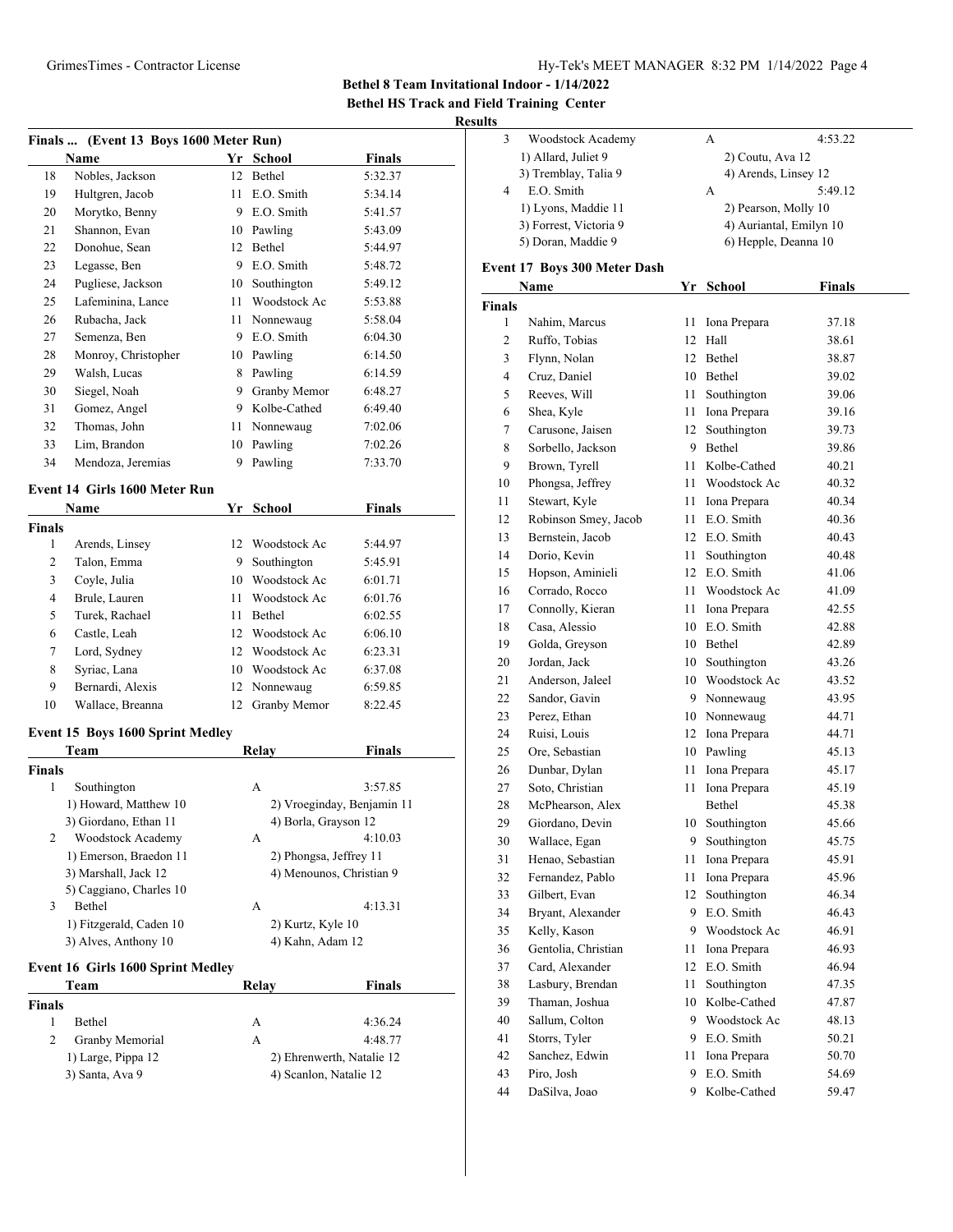**Bethel 8 Team Invitational Indoor - 1/14/2022**
**Bethel HS Track and Field Training Center**
**Results**

### Finals ... (Event 13 Boys 1600 Meter Run)

| | Name | Yr | School | Finals |
|---|---|---|---|---|
| 18 | Nobles, Jackson | 12 | Bethel | 5:32.37 |
| 19 | Hultgren, Jacob | 11 | E.O. Smith | 5:34.14 |
| 20 | Morytko, Benny | 9 | E.O. Smith | 5:41.57 |
| 21 | Shannon, Evan | 10 | Pawling | 5:43.09 |
| 22 | Donohue, Sean | 12 | Bethel | 5:44.97 |
| 23 | Legasse, Ben | 9 | E.O. Smith | 5:48.72 |
| 24 | Pugliese, Jackson | 10 | Southington | 5:49.12 |
| 25 | Lafeminina, Lance | 11 | Woodstock Ac | 5:53.88 |
| 26 | Rubacha, Jack | 11 | Nonnewaug | 5:58.04 |
| 27 | Semenza, Ben | 9 | E.O. Smith | 6:04.30 |
| 28 | Monroy, Christopher | 10 | Pawling | 6:14.50 |
| 29 | Walsh, Lucas | 8 | Pawling | 6:14.59 |
| 30 | Siegel, Noah | 9 | Granby Memor | 6:48.27 |
| 31 | Gomez, Angel | 9 | Kolbe-Cathed | 6:49.40 |
| 32 | Thomas, John | 11 | Nonnewaug | 7:02.06 |
| 33 | Lim, Brandon | 10 | Pawling | 7:02.26 |
| 34 | Mendoza, Jeremias | 9 | Pawling | 7:33.70 |

### Event 14 Girls 1600 Meter Run

| | Name | Yr | School | Finals |
|---|---|---|---|---|
| **Finals** | | | | |
| 1 | Arends, Linsey | 12 | Woodstock Ac | 5:44.97 |
| 2 | Talon, Emma | 9 | Southington | 5:45.91 |
| 3 | Coyle, Julia | 10 | Woodstock Ac | 6:01.71 |
| 4 | Brule, Lauren | 11 | Woodstock Ac | 6:01.76 |
| 5 | Turek, Rachael | 11 | Bethel | 6:02.55 |
| 6 | Castle, Leah | 12 | Woodstock Ac | 6:06.10 |
| 7 | Lord, Sydney | 12 | Woodstock Ac | 6:23.31 |
| 8 | Syriac, Lana | 10 | Woodstock Ac | 6:37.08 |
| 9 | Bernardi, Alexis | 12 | Nonnewaug | 6:59.85 |
| 10 | Wallace, Breanna | 12 | Granby Memor | 8:22.45 |

### Event 15 Boys 1600 Sprint Medley

| | Team | Relay | Finals |
|---|---|---|---|
| **Finals** | | | |
| 1 | Southington | A | 3:57.85 |
| | 1) Howard, Matthew 10 | 2) Vroeginday, Benjamin 11 | |
| | 3) Giordano, Ethan 11 | 4) Borla, Grayson 12 | |
| 2 | Woodstock Academy | A | 4:10.03 |
| | 1) Emerson, Braedon 11 | 2) Phongsa, Jeffrey 11 | |
| | 3) Marshall, Jack 12 | 4) Menounos, Christian 9 | |
| | 5) Caggiano, Charles 10 | | |
| 3 | Bethel | A | 4:13.31 |
| | 1) Fitzgerald, Caden 10 | 2) Kurtz, Kyle 10 | |
| | 3) Alves, Anthony 10 | 4) Kahn, Adam 12 | |

### Event 16 Girls 1600 Sprint Medley

| | Team | Relay | Finals |
|---|---|---|---|
| **Finals** | | | |
| 1 | Bethel | A | 4:36.24 |
| 2 | Granby Memorial | A | 4:48.77 |
| | 1) Large, Pippa 12 | 2) Ehrenwerth, Natalie 12 | |
| | 3) Santa, Ava 9 | 4) Scanlon, Natalie 12 | |
| 3 | Woodstock Academy | A | 4:53.22 |
| | 1) Allard, Juliet 9 | 2) Coutu, Ava 12 | |
| | 3) Tremblay, Talia 9 | 4) Arends, Linsey 12 | |
| 4 | E.O. Smith | A | 5:49.12 |
| | 1) Lyons, Maddie 11 | 2) Pearson, Molly 10 | |
| | 3) Forrest, Victoria 9 | 4) Auriantal, Emilyn 10 | |
| | 5) Doran, Maddie 9 | 6) Hepple, Deanna 10 | |

### Event 17 Boys 300 Meter Dash

| | Name | Yr | School | Finals |
|---|---|---|---|---|
| **Finals** | | | | |
| 1 | Nahim, Marcus | 11 | Iona Prepara | 37.18 |
| 2 | Ruffo, Tobias | 12 | Hall | 38.61 |
| 3 | Flynn, Nolan | 12 | Bethel | 38.87 |
| 4 | Cruz, Daniel | 10 | Bethel | 39.02 |
| 5 | Reeves, Will | 11 | Southington | 39.06 |
| 6 | Shea, Kyle | 11 | Iona Prepara | 39.16 |
| 7 | Carusone, Jaisen | 12 | Southington | 39.73 |
| 8 | Sorbello, Jackson | 9 | Bethel | 39.86 |
| 9 | Brown, Tyrell | 11 | Kolbe-Cathed | 40.21 |
| 10 | Phongsa, Jeffrey | 11 | Woodstock Ac | 40.32 |
| 11 | Stewart, Kyle | 11 | Iona Prepara | 40.34 |
| 12 | Robinson Smey, Jacob | 11 | E.O. Smith | 40.36 |
| 13 | Bernstein, Jacob | 12 | E.O. Smith | 40.43 |
| 14 | Dorio, Kevin | 11 | Southington | 40.48 |
| 15 | Hopson, Aminieli | 12 | E.O. Smith | 41.06 |
| 16 | Corrado, Rocco | 11 | Woodstock Ac | 41.09 |
| 17 | Connolly, Kieran | 11 | Iona Prepara | 42.55 |
| 18 | Casa, Alessio | 10 | E.O. Smith | 42.88 |
| 19 | Golda, Greyson | 10 | Bethel | 42.89 |
| 20 | Jordan, Jack | 10 | Southington | 43.26 |
| 21 | Anderson, Jaleel | 10 | Woodstock Ac | 43.52 |
| 22 | Sandor, Gavin | 9 | Nonnewaug | 43.95 |
| 23 | Perez, Ethan | 10 | Nonnewaug | 44.71 |
| 24 | Ruisi, Louis | 12 | Iona Prepara | 44.71 |
| 25 | Ore, Sebastian | 10 | Pawling | 45.13 |
| 26 | Dunbar, Dylan | 11 | Iona Prepara | 45.17 |
| 27 | Soto, Christian | 11 | Iona Prepara | 45.19 |
| 28 | McPhearson, Alex | | Bethel | 45.38 |
| 29 | Giordano, Devin | 10 | Southington | 45.66 |
| 30 | Wallace, Egan | 9 | Southington | 45.75 |
| 31 | Henao, Sebastian | 11 | Iona Prepara | 45.91 |
| 32 | Fernandez, Pablo | 11 | Iona Prepara | 45.96 |
| 33 | Gilbert, Evan | 12 | Southington | 46.34 |
| 34 | Bryant, Alexander | 9 | E.O. Smith | 46.43 |
| 35 | Kelly, Kason | 9 | Woodstock Ac | 46.91 |
| 36 | Gentolia, Christian | 11 | Iona Prepara | 46.93 |
| 37 | Card, Alexander | 12 | E.O. Smith | 46.94 |
| 38 | Lasbury, Brendan | 11 | Southington | 47.35 |
| 39 | Thaman, Joshua | 10 | Kolbe-Cathed | 47.87 |
| 40 | Sallum, Colton | 9 | Woodstock Ac | 48.13 |
| 41 | Storrs, Tyler | 9 | E.O. Smith | 50.21 |
| 42 | Sanchez, Edwin | 11 | Iona Prepara | 50.70 |
| 43 | Piro, Josh | 9 | E.O. Smith | 54.69 |
| 44 | DaSilva, Joao | 9 | Kolbe-Cathed | 59.47 |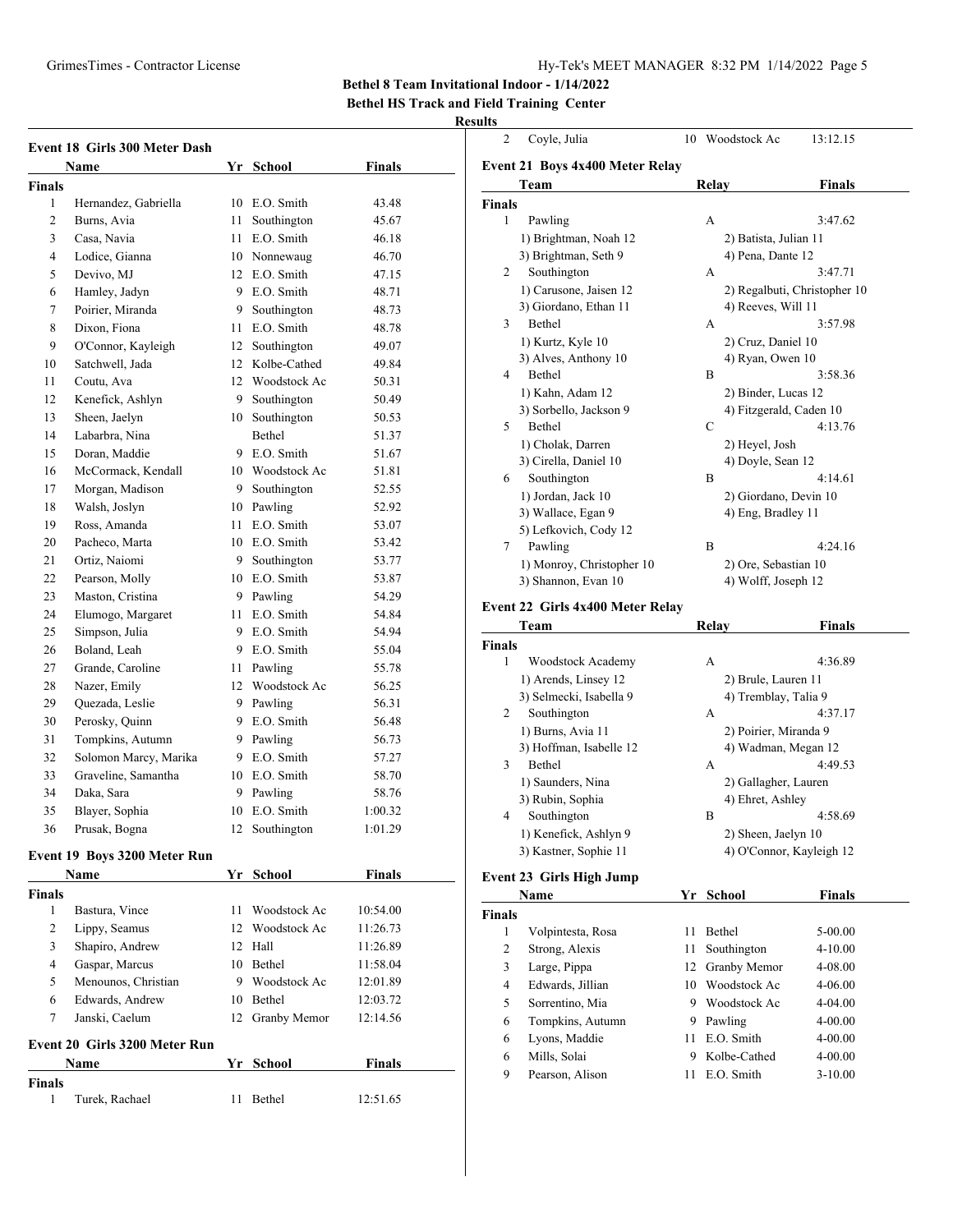**Bethel 8 Team Invitational Indoor - 1/14/2022**

**Bethel HS Track and Field Training Center**

**Results**

### Event 18 Girls 300 Meter Dash

| | Name | Yr | School | Finals |
|---|---|---|---|---|
| **Finals** | | | | |
| 1 | Hernandez, Gabriella | 10 | E.O. Smith | 43.48 |
| 2 | Burns, Avia | 11 | Southington | 45.67 |
| 3 | Casa, Navia | 11 | E.O. Smith | 46.18 |
| 4 | Lodice, Gianna | 10 | Nonnewaug | 46.70 |
| 5 | Devivo, MJ | 12 | E.O. Smith | 47.15 |
| 6 | Hamley, Jadyn | 9 | E.O. Smith | 48.71 |
| 7 | Poirier, Miranda | 9 | Southington | 48.73 |
| 8 | Dixon, Fiona | 11 | E.O. Smith | 48.78 |
| 9 | O'Connor, Kayleigh | 12 | Southington | 49.07 |
| 10 | Satchwell, Jada | 12 | Kolbe-Cathed | 49.84 |
| 11 | Coutu, Ava | 12 | Woodstock Ac | 50.31 |
| 12 | Kenefick, Ashlyn | 9 | Southington | 50.49 |
| 13 | Sheen, Jaelyn | 10 | Southington | 50.53 |
| 14 | Labarbra, Nina | | Bethel | 51.37 |
| 15 | Doran, Maddie | 9 | E.O. Smith | 51.67 |
| 16 | McCormack, Kendall | 10 | Woodstock Ac | 51.81 |
| 17 | Morgan, Madison | 9 | Southington | 52.55 |
| 18 | Walsh, Joslyn | 10 | Pawling | 52.92 |
| 19 | Ross, Amanda | 11 | E.O. Smith | 53.07 |
| 20 | Pacheco, Marta | 10 | E.O. Smith | 53.42 |
| 21 | Ortiz, Naiomi | 9 | Southington | 53.77 |
| 22 | Pearson, Molly | 10 | E.O. Smith | 53.87 |
| 23 | Maston, Cristina | 9 | Pawling | 54.29 |
| 24 | Elumogo, Margaret | 11 | E.O. Smith | 54.84 |
| 25 | Simpson, Julia | 9 | E.O. Smith | 54.94 |
| 26 | Boland, Leah | 9 | E.O. Smith | 55.04 |
| 27 | Grande, Caroline | 11 | Pawling | 55.78 |
| 28 | Nazer, Emily | 12 | Woodstock Ac | 56.25 |
| 29 | Quezada, Leslie | 9 | Pawling | 56.31 |
| 30 | Perosky, Quinn | 9 | E.O. Smith | 56.48 |
| 31 | Tompkins, Autumn | 9 | Pawling | 56.73 |
| 32 | Solomon Marcy, Marika | 9 | E.O. Smith | 57.27 |
| 33 | Graveline, Samantha | 10 | E.O. Smith | 58.70 |
| 34 | Daka, Sara | 9 | Pawling | 58.76 |
| 35 | Blayer, Sophia | 10 | E.O. Smith | 1:00.32 |
| 36 | Prusak, Bogna | 12 | Southington | 1:01.29 |

### Event 19 Boys 3200 Meter Run

| | Name | Yr | School | Finals |
|---|---|---|---|---|
| **Finals** | | | | |
| 1 | Bastura, Vince | 11 | Woodstock Ac | 10:54.00 |
| 2 | Lippy, Seamus | 12 | Woodstock Ac | 11:26.73 |
| 3 | Shapiro, Andrew | 12 | Hall | 11:26.89 |
| 4 | Gaspar, Marcus | 10 | Bethel | 11:58.04 |
| 5 | Menounos, Christian | 9 | Woodstock Ac | 12:01.89 |
| 6 | Edwards, Andrew | 10 | Bethel | 12:03.72 |
| 7 | Janski, Caelum | 12 | Granby Memor | 12:14.56 |

### Event 20 Girls 3200 Meter Run

| | Name | Yr | School | Finals |
|---|---|---|---|---|
| **Finals** | | | | |
| 1 | Turek, Rachael | 11 | Bethel | 12:51.65 |
| 2 | Coyle, Julia | 10 | Woodstock Ac | 13:12.15 |

### Event 21 Boys 4x400 Meter Relay

| | Team | Relay | Finals |
|---|---|---|---|
| **Finals** | | | |
| 1 | Pawling | A | 3:47.62 |
| | 1) Brightman, Noah 12 | 2) Batista, Julian 11 | |
| | 3) Brightman, Seth 9 | 4) Pena, Dante 12 | |
| 2 | Southington | A | 3:47.71 |
| | 1) Carusone, Jaisen 12 | 2) Regalbuti, Christopher 10 | |
| | 3) Giordano, Ethan 11 | 4) Reeves, Will 11 | |
| 3 | Bethel | A | 3:57.98 |
| | 1) Kurtz, Kyle 10 | 2) Cruz, Daniel 10 | |
| | 3) Alves, Anthony 10 | 4) Ryan, Owen 10 | |
| 4 | Bethel | B | 3:58.36 |
| | 1) Kahn, Adam 12 | 2) Binder, Lucas 12 | |
| | 3) Sorbello, Jackson 9 | 4) Fitzgerald, Caden 10 | |
| 5 | Bethel | C | 4:13.76 |
| | 1) Cholak, Darren | 2) Heyel, Josh | |
| | 3) Cirella, Daniel 10 | 4) Doyle, Sean 12 | |
| 6 | Southington | B | 4:14.61 |
| | 1) Jordan, Jack 10 | 2) Giordano, Devin 10 | |
| | 3) Wallace, Egan 9 | 4) Eng, Bradley 11 | |
| | 5) Lefkovich, Cody 12 | | |
| 7 | Pawling | B | 4:24.16 |
| | 1) Monroy, Christopher 10 | 2) Ore, Sebastian 10 | |
| | 3) Shannon, Evan 10 | 4) Wolff, Joseph 12 | |

### Event 22 Girls 4x400 Meter Relay

| | Team | Relay | Finals |
|---|---|---|---|
| **Finals** | | | |
| 1 | Woodstock Academy | A | 4:36.89 |
| | 1) Arends, Linsey 12 | 2) Brule, Lauren 11 | |
| | 3) Selmecki, Isabella 9 | 4) Tremblay, Talia 9 | |
| 2 | Southington | A | 4:37.17 |
| | 1) Burns, Avia 11 | 2) Poirier, Miranda 9 | |
| | 3) Hoffman, Isabelle 12 | 4) Wadman, Megan 12 | |
| 3 | Bethel | A | 4:49.53 |
| | 1) Saunders, Nina | 2) Gallagher, Lauren | |
| | 3) Rubin, Sophia | 4) Ehret, Ashley | |
| 4 | Southington | B | 4:58.69 |
| | 1) Kenefick, Ashlyn 9 | 2) Sheen, Jaelyn 10 | |
| | 3) Kastner, Sophie 11 | 4) O'Connor, Kayleigh 12 | |

### Event 23 Girls High Jump

| | Name | Yr | School | Finals |
|---|---|---|---|---|
| **Finals** | | | | |
| 1 | Volpintesta, Rosa | 11 | Bethel | 5-00.00 |
| 2 | Strong, Alexis | 11 | Southington | 4-10.00 |
| 3 | Large, Pippa | 12 | Granby Memor | 4-08.00 |
| 4 | Edwards, Jillian | 10 | Woodstock Ac | 4-06.00 |
| 5 | Sorrentino, Mia | 9 | Woodstock Ac | 4-04.00 |
| 6 | Tompkins, Autumn | 9 | Pawling | 4-00.00 |
| 6 | Lyons, Maddie | 11 | E.O. Smith | 4-00.00 |
| 6 | Mills, Solai | 9 | Kolbe-Cathed | 4-00.00 |
| 9 | Pearson, Alison | 11 | E.O. Smith | 3-10.00 |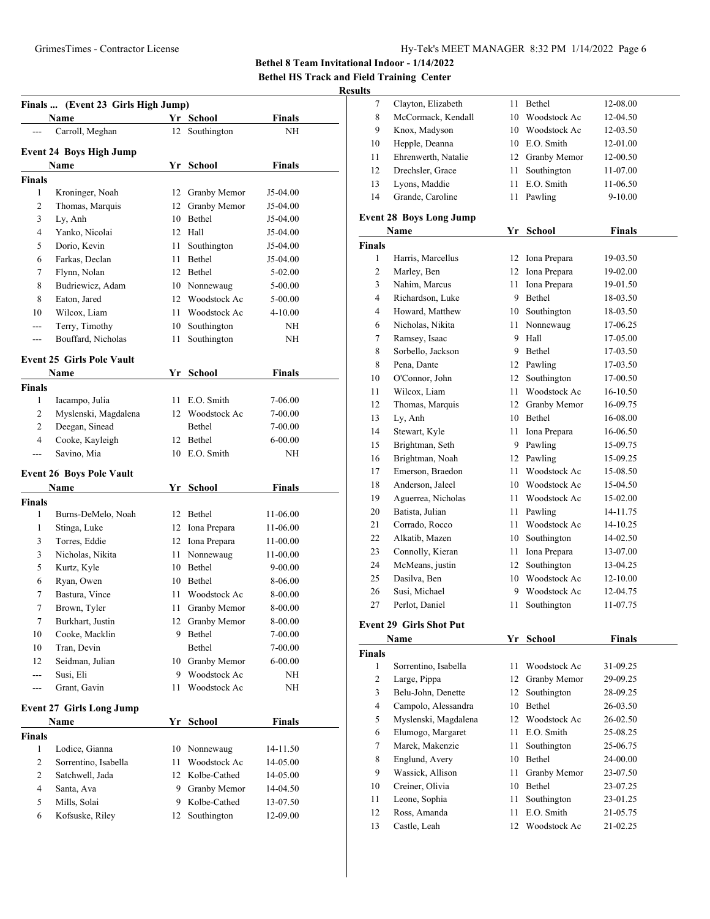**Bethel 8 Team Invitational Indoor - 1/14/2022**

**Bethel HS Track and Field Training Center**

**Results**

### Finals ... (Event 23 Girls High Jump)

| | Name | Yr | School | Finals |
|---|---|---|---|---|
| --- | Carroll, Meghan | 12 | Southington | NH |

### Event 24 Boys High Jump

| | Name | Yr | School | Finals |
|---|---|---|---|---|
| **Finals** | | | | |
| 1 | Kroninger, Noah | 12 | Granby Memor | J5-04.00 |
| 2 | Thomas, Marquis | 12 | Granby Memor | J5-04.00 |
| 3 | Ly, Anh | 10 | Bethel | J5-04.00 |
| 4 | Yanko, Nicolai | 12 | Hall | J5-04.00 |
| 5 | Dorio, Kevin | 11 | Southington | J5-04.00 |
| 6 | Farkas, Declan | 11 | Bethel | J5-04.00 |
| 7 | Flynn, Nolan | 12 | Bethel | 5-02.00 |
| 8 | Budriewicz, Adam | 10 | Nonnewaug | 5-00.00 |
| 8 | Eaton, Jared | 12 | Woodstock Ac | 5-00.00 |
| 10 | Wilcox, Liam | 11 | Woodstock Ac | 4-10.00 |
| --- | Terry, Timothy | 10 | Southington | NH |
| --- | Bouffard, Nicholas | 11 | Southington | NH |

### Event 25 Girls Pole Vault

| | Name | Yr | School | Finals |
|---|---|---|---|---|
| **Finals** | | | | |
| 1 | Iacampo, Julia | 11 | E.O. Smith | 7-06.00 |
| 2 | Myslenski, Magdalena | 12 | Woodstock Ac | 7-00.00 |
| 2 | Deegan, Sinead | | Bethel | 7-00.00 |
| 4 | Cooke, Kayleigh | 12 | Bethel | 6-00.00 |
| --- | Savino, Mia | 10 | E.O. Smith | NH |

### Event 26 Boys Pole Vault

| | Name | Yr | School | Finals |
|---|---|---|---|---|
| **Finals** | | | | |
| 1 | Burns-DeMelo, Noah | 12 | Bethel | 11-06.00 |
| 1 | Stinga, Luke | 12 | Iona Prepara | 11-06.00 |
| 3 | Torres, Eddie | 12 | Iona Prepara | 11-00.00 |
| 3 | Nicholas, Nikita | 11 | Nonnewaug | 11-00.00 |
| 5 | Kurtz, Kyle | 10 | Bethel | 9-00.00 |
| 6 | Ryan, Owen | 10 | Bethel | 8-06.00 |
| 7 | Bastura, Vince | 11 | Woodstock Ac | 8-00.00 |
| 7 | Brown, Tyler | 11 | Granby Memor | 8-00.00 |
| 7 | Burkhart, Justin | 12 | Granby Memor | 8-00.00 |
| 10 | Cooke, Macklin | 9 | Bethel | 7-00.00 |
| 10 | Tran, Devin | | Bethel | 7-00.00 |
| 12 | Seidman, Julian | 10 | Granby Memor | 6-00.00 |
| --- | Susi, Eli | 9 | Woodstock Ac | NH |
| --- | Grant, Gavin | 11 | Woodstock Ac | NH |

### Event 27 Girls Long Jump

| | Name | Yr | School | Finals |
|---|---|---|---|---|
| **Finals** | | | | |
| 1 | Lodice, Gianna | 10 | Nonnewaug | 14-11.50 |
| 2 | Sorrentino, Isabella | 11 | Woodstock Ac | 14-05.00 |
| 2 | Satchwell, Jada | 12 | Kolbe-Cathed | 14-05.00 |
| 4 | Santa, Ava | 9 | Granby Memor | 14-04.50 |
| 5 | Mills, Solai | 9 | Kolbe-Cathed | 13-07.50 |
| 6 | Kofsuske, Riley | 12 | Southington | 12-09.00 |
| 7 | Clayton, Elizabeth | 11 | Bethel | 12-08.00 |
| 8 | McCormack, Kendall | 10 | Woodstock Ac | 12-04.50 |
| 9 | Knox, Madyson | 10 | Woodstock Ac | 12-03.50 |
| 10 | Hepple, Deanna | 10 | E.O. Smith | 12-01.00 |
| 11 | Ehrenwerth, Natalie | 12 | Granby Memor | 12-00.50 |
| 12 | Drechsler, Grace | 11 | Southington | 11-07.00 |
| 13 | Lyons, Maddie | 11 | E.O. Smith | 11-06.50 |
| 14 | Grande, Caroline | 11 | Pawling | 9-10.00 |

### Event 28 Boys Long Jump

| | Name | Yr | School | Finals |
|---|---|---|---|---|
| **Finals** | | | | |
| 1 | Harris, Marcellus | 12 | Iona Prepara | 19-03.50 |
| 2 | Marley, Ben | 12 | Iona Prepara | 19-02.00 |
| 3 | Nahim, Marcus | 11 | Iona Prepara | 19-01.50 |
| 4 | Richardson, Luke | 9 | Bethel | 18-03.50 |
| 4 | Howard, Matthew | 10 | Southington | 18-03.50 |
| 6 | Nicholas, Nikita | 11 | Nonnewaug | 17-06.25 |
| 7 | Ramsey, Isaac | 9 | Hall | 17-05.00 |
| 8 | Sorbello, Jackson | 9 | Bethel | 17-03.50 |
| 8 | Pena, Dante | 12 | Pawling | 17-03.50 |
| 10 | O'Connor, John | 12 | Southington | 17-00.50 |
| 11 | Wilcox, Liam | 11 | Woodstock Ac | 16-10.50 |
| 12 | Thomas, Marquis | 12 | Granby Memor | 16-09.75 |
| 13 | Ly, Anh | 10 | Bethel | 16-08.00 |
| 14 | Stewart, Kyle | 11 | Iona Prepara | 16-06.50 |
| 15 | Brightman, Seth | 9 | Pawling | 15-09.75 |
| 16 | Brightman, Noah | 12 | Pawling | 15-09.25 |
| 17 | Emerson, Braedon | 11 | Woodstock Ac | 15-08.50 |
| 18 | Anderson, Jaleel | 10 | Woodstock Ac | 15-04.50 |
| 19 | Aguerrea, Nicholas | 11 | Woodstock Ac | 15-02.00 |
| 20 | Batista, Julian | 11 | Pawling | 14-11.75 |
| 21 | Corrado, Rocco | 11 | Woodstock Ac | 14-10.25 |
| 22 | Alkatib, Mazen | 10 | Southington | 14-02.50 |
| 23 | Connolly, Kieran | 11 | Iona Prepara | 13-07.00 |
| 24 | McMeans, justin | 12 | Southington | 13-04.25 |
| 25 | Dasilva, Ben | 10 | Woodstock Ac | 12-10.00 |
| 26 | Susi, Michael | 9 | Woodstock Ac | 12-04.75 |
| 27 | Perlot, Daniel | 11 | Southington | 11-07.75 |

### Event 29 Girls Shot Put

| | Name | Yr | School | Finals |
|---|---|---|---|---|
| **Finals** | | | | |
| 1 | Sorrentino, Isabella | 11 | Woodstock Ac | 31-09.25 |
| 2 | Large, Pippa | 12 | Granby Memor | 29-09.25 |
| 3 | Belu-John, Denette | 12 | Southington | 28-09.25 |
| 4 | Campolo, Alessandra | 10 | Bethel | 26-03.50 |
| 5 | Myslenski, Magdalena | 12 | Woodstock Ac | 26-02.50 |
| 6 | Elumogo, Margaret | 11 | E.O. Smith | 25-08.25 |
| 7 | Marek, Makenzie | 11 | Southington | 25-06.75 |
| 8 | Englund, Avery | 10 | Bethel | 24-00.00 |
| 9 | Wassick, Allison | 11 | Granby Memor | 23-07.50 |
| 10 | Creiner, Olivia | 10 | Bethel | 23-07.25 |
| 11 | Leone, Sophia | 11 | Southington | 23-01.25 |
| 12 | Ross, Amanda | 11 | E.O. Smith | 21-05.75 |
| 13 | Castle, Leah | 12 | Woodstock Ac | 21-02.25 |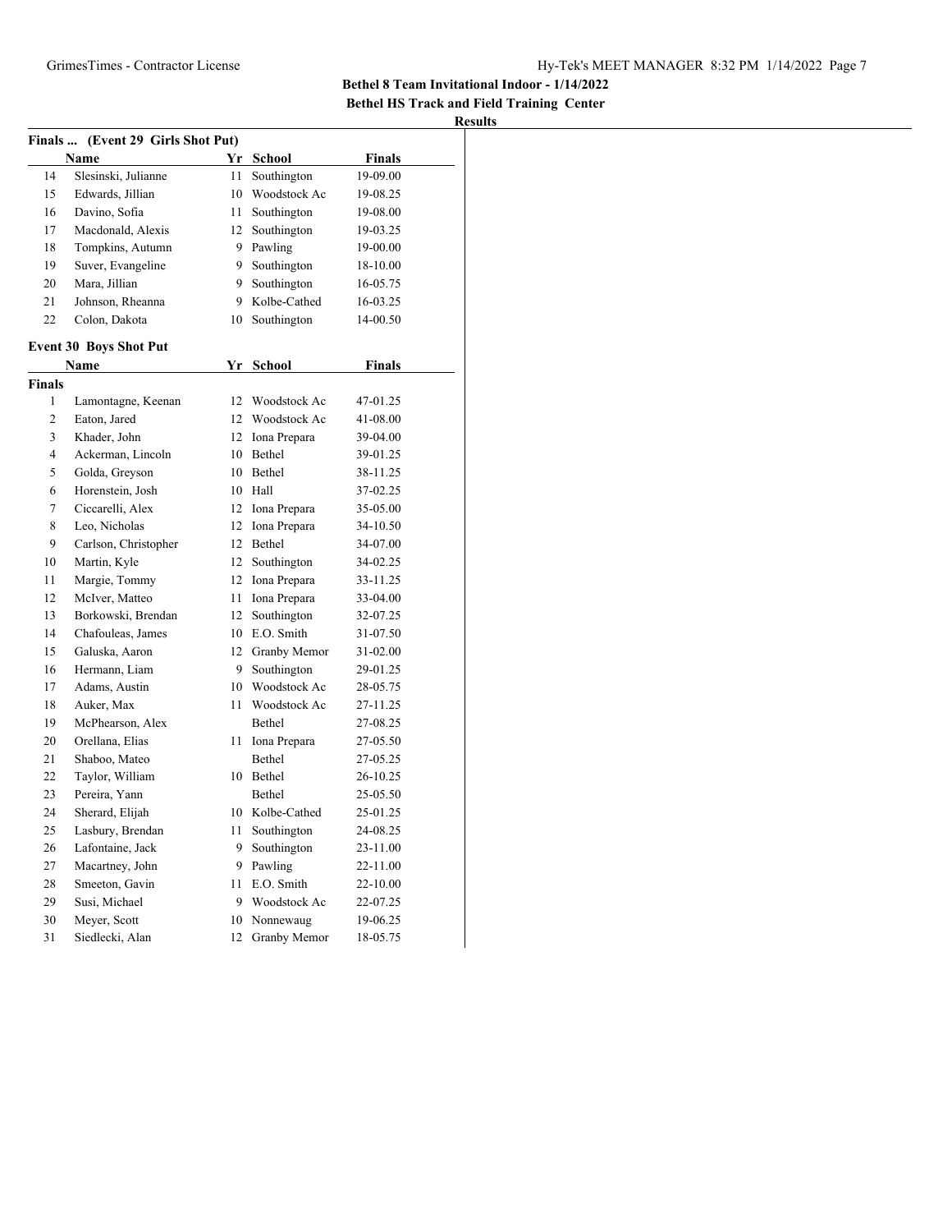**Bethel 8 Team Invitational Indoor - 1/14/2022**

**Bethel HS Track and Field Training Center**

**Results**

### Finals ... (Event 29 Girls Shot Put)

| | Name | Yr | School | Finals |
|---|---|---|---|---|
| 14 | Slesinski, Julianne | 11 | Southington | 19-09.00 |
| 15 | Edwards, Jillian | 10 | Woodstock Ac | 19-08.25 |
| 16 | Davino, Sofia | 11 | Southington | 19-08.00 |
| 17 | Macdonald, Alexis | 12 | Southington | 19-03.25 |
| 18 | Tompkins, Autumn | 9 | Pawling | 19-00.00 |
| 19 | Suver, Evangeline | 9 | Southington | 18-10.00 |
| 20 | Mara, Jillian | 9 | Southington | 16-05.75 |
| 21 | Johnson, Rheanna | 9 | Kolbe-Cathed | 16-03.25 |
| 22 | Colon, Dakota | 10 | Southington | 14-00.50 |

### Event 30 Boys Shot Put

**Finals**

| | Name | Yr | School | Finals |
|---|---|---|---|---|
| 1 | Lamontagne, Keenan | 12 | Woodstock Ac | 47-01.25 |
| 2 | Eaton, Jared | 12 | Woodstock Ac | 41-08.00 |
| 3 | Khader, John | 12 | Iona Prepara | 39-04.00 |
| 4 | Ackerman, Lincoln | 10 | Bethel | 39-01.25 |
| 5 | Golda, Greyson | 10 | Bethel | 38-11.25 |
| 6 | Horenstein, Josh | 10 | Hall | 37-02.25 |
| 7 | Ciccarelli, Alex | 12 | Iona Prepara | 35-05.00 |
| 8 | Leo, Nicholas | 12 | Iona Prepara | 34-10.50 |
| 9 | Carlson, Christopher | 12 | Bethel | 34-07.00 |
| 10 | Martin, Kyle | 12 | Southington | 34-02.25 |
| 11 | Margie, Tommy | 12 | Iona Prepara | 33-11.25 |
| 12 | McIver, Matteo | 11 | Iona Prepara | 33-04.00 |
| 13 | Borkowski, Brendan | 12 | Southington | 32-07.25 |
| 14 | Chafouleas, James | 10 | E.O. Smith | 31-07.50 |
| 15 | Galuska, Aaron | 12 | Granby Memor | 31-02.00 |
| 16 | Hermann, Liam | 9 | Southington | 29-01.25 |
| 17 | Adams, Austin | 10 | Woodstock Ac | 28-05.75 |
| 18 | Auker, Max | 11 | Woodstock Ac | 27-11.25 |
| 19 | McPhearson, Alex | | Bethel | 27-08.25 |
| 20 | Orellana, Elias | 11 | Iona Prepara | 27-05.50 |
| 21 | Shaboo, Mateo | | Bethel | 27-05.25 |
| 22 | Taylor, William | 10 | Bethel | 26-10.25 |
| 23 | Pereira, Yann | | Bethel | 25-05.50 |
| 24 | Sherard, Elijah | 10 | Kolbe-Cathed | 25-01.25 |
| 25 | Lasbury, Brendan | 11 | Southington | 24-08.25 |
| 26 | Lafontaine, Jack | 9 | Southington | 23-11.00 |
| 27 | Macartney, John | 9 | Pawling | 22-11.00 |
| 28 | Smeeton, Gavin | 11 | E.O. Smith | 22-10.00 |
| 29 | Susi, Michael | 9 | Woodstock Ac | 22-07.25 |
| 30 | Meyer, Scott | 10 | Nonnewaug | 19-06.25 |
| 31 | Siedlecki, Alan | 12 | Granby Memor | 18-05.75 |